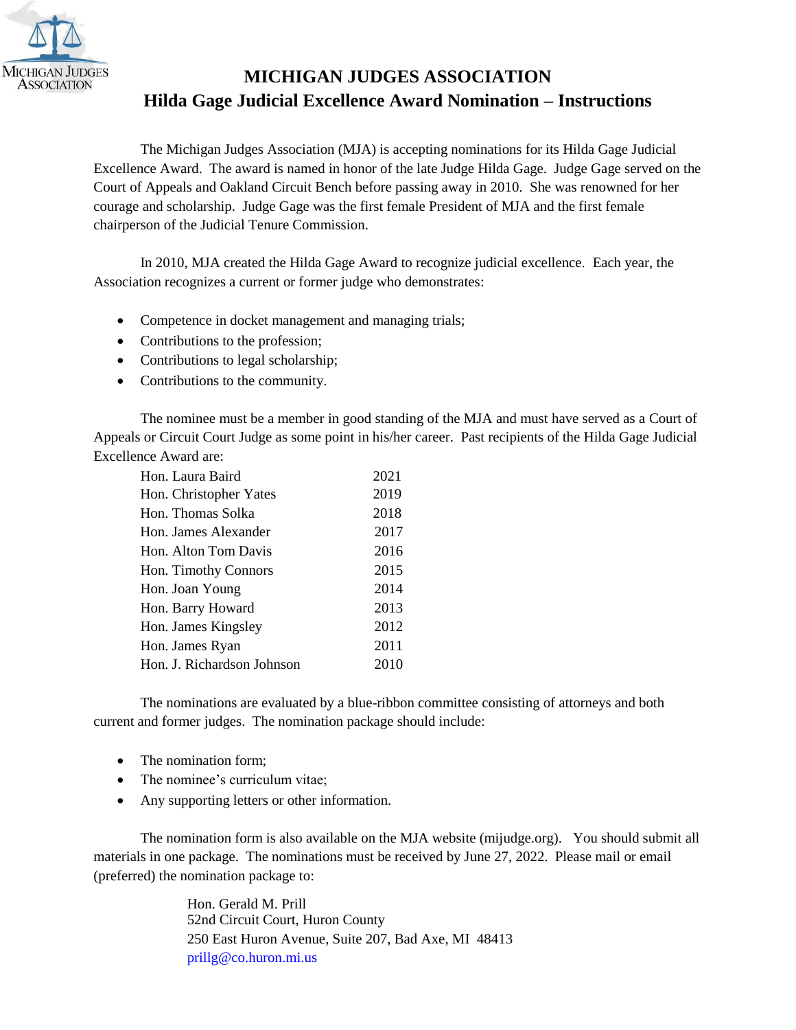# MICHIGAN JUDGES ASSOCIATION

## Hilda Gage Judicial Excellence Award Nomination – Instructions

The Michigan Judges Association (MJA) is accepting nominations for its Hilda Gage Judicial Excellence Award. The award is named in honor of the late Judge Hilda Gage. Judge Gage served on the Court of Appeals and Oakland Circuit Bench before passing away in 2010. She was renowned for her courage and scholarship. Judge Gage was the first female President of MJA and the first female chairperson of the Judicial Tenure Commission.

In 2010, MJA created the Hilda Gage Award to recognize judicial excellence. Each year, the Association recognizes a current or former judge who demonstrates:

- Competence in docket management and managing trials;
- Contributions to the profession;
- Contributions to legal scholarship;
- Contributions to the community.

The nominee must be a member in good standing of the MJA and must have served as a Court of Appeals or Circuit Court Judge as some point in his/her career. Past recipients of the Hilda Gage Judicial Excellence Award are:

| | |
|---|---|
| Hon. Laura Baird | 2021 |
| Hon. Christopher Yates | 2019 |
| Hon. Thomas Solka | 2018 |
| Hon. James Alexander | 2017 |
| Hon. Alton Tom Davis | 2016 |
| Hon. Timothy Connors | 2015 |
| Hon. Joan Young | 2014 |
| Hon. Barry Howard | 2013 |
| Hon. James Kingsley | 2012 |
| Hon. James Ryan | 2011 |
| Hon. J. Richardson Johnson | 2010 |

The nominations are evaluated by a blue-ribbon committee consisting of attorneys and both current and former judges. The nomination package should include:

- The nomination form;
- The nominee's curriculum vitae;
- Any supporting letters or other information.

The nomination form is also available on the MJA website (mijudge.org). You should submit all materials in one package. The nominations must be received by June 27, 2022. Please mail or email (preferred) the nomination package to:

Hon. Gerald M. Prill
52nd Circuit Court, Huron County
250 East Huron Avenue, Suite 207, Bad Axe, MI 48413
prillg@co.huron.mi.us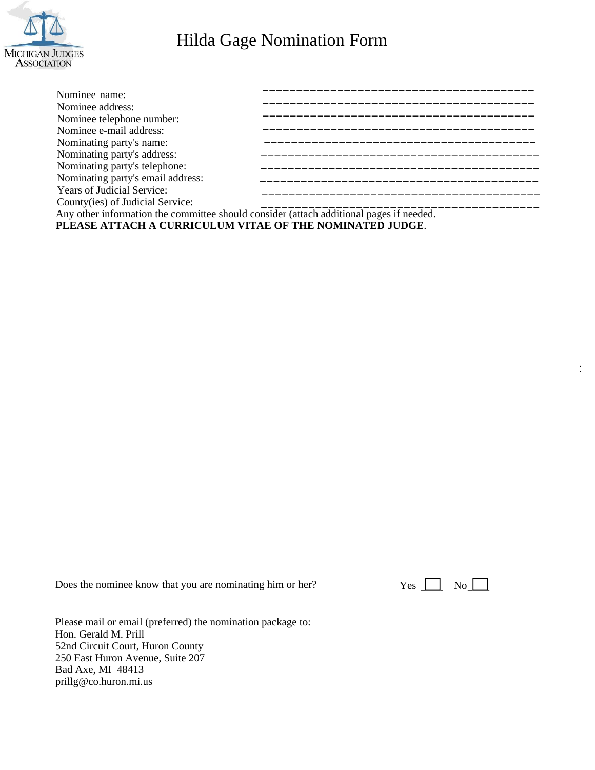# Hilda Gage Nomination Form

Nominee name: \_\_\_\_\_\_\_\_\_\_\_\_\_\_\_\_\_\_\_\_\_\_\_\_\_\_\_\_\_\_\_\_\_\_\_\_\_\_\_\_

Nominee address: \_\_\_\_\_\_\_\_\_\_\_\_\_\_\_\_\_\_\_\_\_\_\_\_\_\_\_\_\_\_\_\_\_\_\_\_\_\_\_\_

Nominee telephone number: \_\_\_\_\_\_\_\_\_\_\_\_\_\_\_\_\_\_\_\_\_\_\_\_\_\_\_\_\_\_\_\_\_\_\_\_\_\_\_\_

Nominee e-mail address: \_\_\_\_\_\_\_\_\_\_\_\_\_\_\_\_\_\_\_\_\_\_\_\_\_\_\_\_\_\_\_\_\_\_\_\_\_\_\_\_

Nominating party's name: \_\_\_\_\_\_\_\_\_\_\_\_\_\_\_\_\_\_\_\_\_\_\_\_\_\_\_\_\_\_\_\_\_\_\_\_\_\_\_\_

Nominating party's address: \_\_\_\_\_\_\_\_\_\_\_\_\_\_\_\_\_\_\_\_\_\_\_\_\_\_\_\_\_\_\_\_\_\_\_\_\_\_\_\_

Nominating party's telephone: \_\_\_\_\_\_\_\_\_\_\_\_\_\_\_\_\_\_\_\_\_\_\_\_\_\_\_\_\_\_\_\_\_\_\_\_\_\_\_\_

Nominating party's email address: \_\_\_\_\_\_\_\_\_\_\_\_\_\_\_\_\_\_\_\_\_\_\_\_\_\_\_\_\_\_\_\_\_\_\_\_\_\_\_\_

Years of Judicial Service: \_\_\_\_\_\_\_\_\_\_\_\_\_\_\_\_\_\_\_\_\_\_\_\_\_\_\_\_\_\_\_\_\_\_\_\_\_\_\_\_

County(ies) of Judicial Service: \_\_\_\_\_\_\_\_\_\_\_\_\_\_\_\_\_\_\_\_\_\_\_\_\_\_\_\_\_\_\_\_\_\_\_\_\_\_\_\_

Any other information the committee should consider (attach additional pages if needed.

**PLEASE ATTACH A CURRICULUM VITAE OF THE NOMINATED JUDGE**.

Does the nominee know that you are nominating him or her? Yes ☐ No ☐

Please mail or email (preferred) the nomination package to:  
Hon. Gerald M. Prill  
52nd Circuit Court, Huron County  
250 East Huron Avenue, Suite 207  
Bad Axe, MI 48413  
prillg@co.huron.mi.us